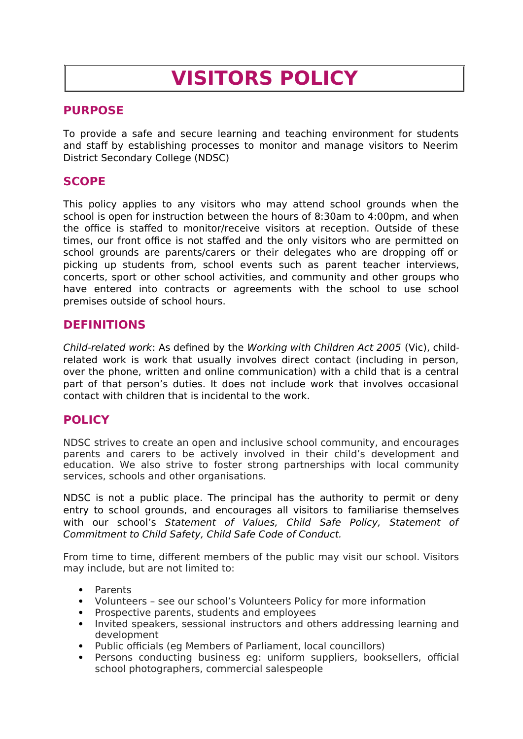# VISITORS POLICY

## PURPOSE

To provide a safe and secure learning and teaching environment for students and staff by establishing processes to monitor and manage visitors to Neerim District Secondary College (NDSC)

## SCOPE

This policy applies to any visitors who may attend school grounds when the school is open for instruction between the hours of 8:30am to 4:00pm, and when the office is staffed to monitor/receive visitors at reception. Outside of these times, our front office is not staffed and the only visitors who are permitted on school grounds are parents/carers or their delegates who are dropping off or picking up students from, school events such as parent teacher interviews, concerts, sport or other school activities, and community and other groups who have entered into contracts or agreements with the school to use school premises outside of school hours.

## DEFINITIONS

*Child-related work*: As defined by the *Working with Children Act 2005* (Vic), child-related work is work that usually involves direct contact (including in person, over the phone, written and online communication) with a child that is a central part of that person's duties. It does not include work that involves occasional contact with children that is incidental to the work.

## POLICY

NDSC strives to create an open and inclusive school community, and encourages parents and carers to be actively involved in their child's development and education. We also strive to foster strong partnerships with local community services, schools and other organisations.

NDSC is not a public place. The principal has the authority to permit or deny entry to school grounds, and encourages all visitors to familiarise themselves with our school's *Statement of Values, Child Safe Policy, Statement of Commitment to Child Safety, Child Safe Code of Conduct.*

From time to time, different members of the public may visit our school. Visitors may include, but are not limited to:

- Parents
- Volunteers – see our school's Volunteers Policy for more information
- Prospective parents, students and employees
- Invited speakers, sessional instructors and others addressing learning and development
- Public officials (eg Members of Parliament, local councillors)
- Persons conducting business eg: uniform suppliers, booksellers, official school photographers, commercial salespeople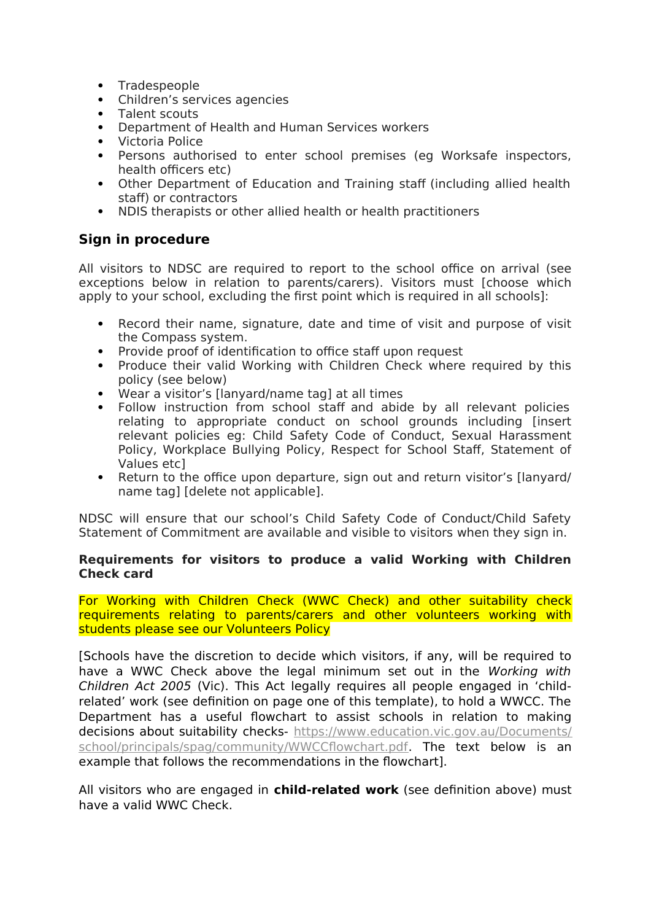- Tradespeople
- Children's services agencies
- Talent scouts
- Department of Health and Human Services workers
- Victoria Police
- Persons authorised to enter school premises (eg Worksafe inspectors, health officers etc)
- Other Department of Education and Training staff (including allied health staff) or contractors
- NDIS therapists or other allied health or health practitioners

## Sign in procedure

All visitors to NDSC are required to report to the school office on arrival (see exceptions below in relation to parents/carers). Visitors must [choose which apply to your school, excluding the first point which is required in all schools]:

- Record their name, signature, date and time of visit and purpose of visit the Compass system.
- Provide proof of identification to office staff upon request
- Produce their valid Working with Children Check where required by this policy (see below)
- Wear a visitor's [lanyard/name tag] at all times
- Follow instruction from school staff and abide by all relevant policies relating to appropriate conduct on school grounds including [insert relevant policies eg: Child Safety Code of Conduct, Sexual Harassment Policy, Workplace Bullying Policy, Respect for School Staff, Statement of Values etc]
- Return to the office upon departure, sign out and return visitor's [lanyard/ name tag] [delete not applicable].

NDSC will ensure that our school's Child Safety Code of Conduct/Child Safety Statement of Commitment are available and visible to visitors when they sign in.

**Requirements for visitors to produce a valid Working with Children Check card**

For Working with Children Check (WWC Check) and other suitability check requirements relating to parents/carers and other volunteers working with students please see our Volunteers Policy

[Schools have the discretion to decide which visitors, if any, will be required to have a WWC Check above the legal minimum set out in the *Working with Children Act 2005* (Vic). This Act legally requires all people engaged in 'child-related' work (see definition on page one of this template), to hold a WWCC. The Department has a useful flowchart to assist schools in relation to making decisions about suitability checks- https://www.education.vic.gov.au/Documents/school/principals/spag/community/WWCCflowchart.pdf. The text below is an example that follows the recommendations in the flowchart].

All visitors who are engaged in **child-related work** (see definition above) must have a valid WWC Check.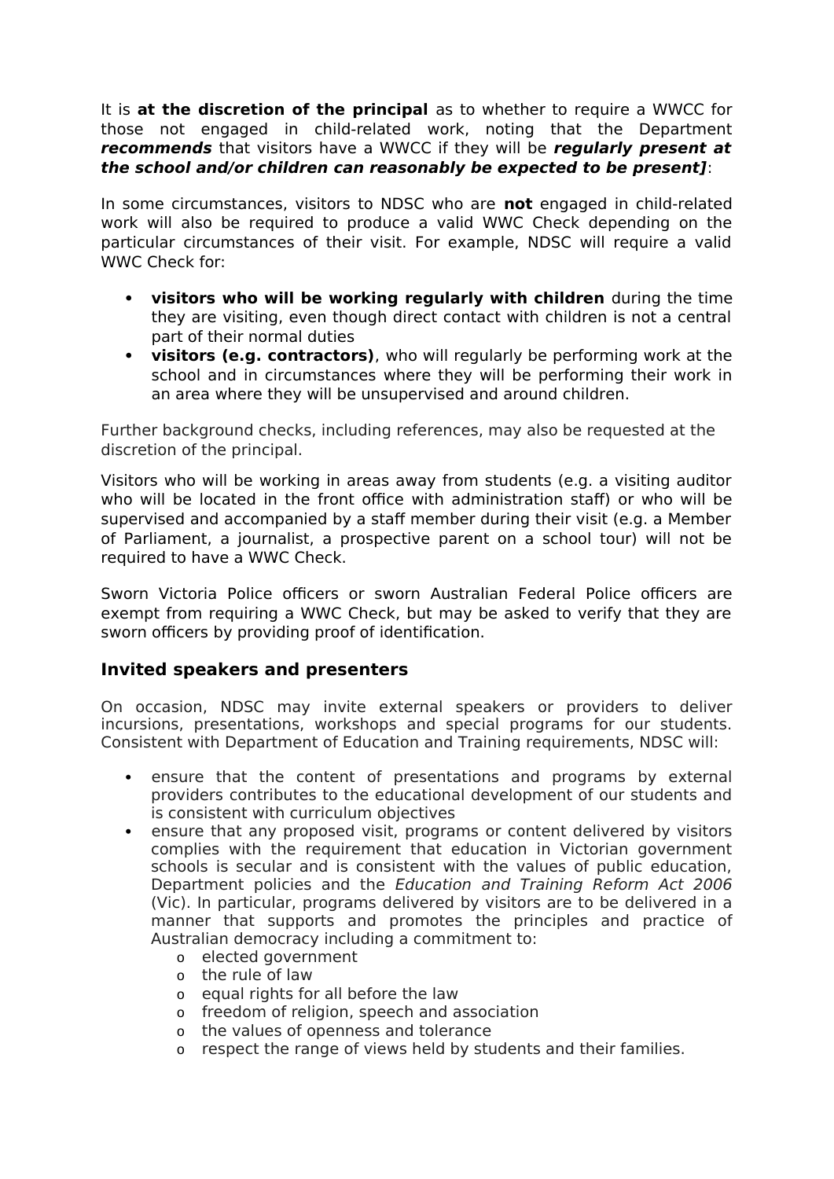It is **at the discretion of the principal** as to whether to require a WWCC for those not engaged in child-related work, noting that the Department ***recommends*** that visitors have a WWCC if they will be ***regularly present at the school and/or children can reasonably be expected to be present]***:

In some circumstances, visitors to NDSC who are **not** engaged in child-related work will also be required to produce a valid WWC Check depending on the particular circumstances of their visit. For example, NDSC will require a valid WWC Check for:

- **visitors who will be working regularly with children** during the time they are visiting, even though direct contact with children is not a central part of their normal duties
- **visitors (e.g. contractors)**, who will regularly be performing work at the school and in circumstances where they will be performing their work in an area where they will be unsupervised and around children.

Further background checks, including references, may also be requested at the discretion of the principal.

Visitors who will be working in areas away from students (e.g. a visiting auditor who will be located in the front office with administration staff) or who will be supervised and accompanied by a staff member during their visit (e.g. a Member of Parliament, a journalist, a prospective parent on a school tour) will not be required to have a WWC Check.

Sworn Victoria Police officers or sworn Australian Federal Police officers are exempt from requiring a WWC Check, but may be asked to verify that they are sworn officers by providing proof of identification.

## Invited speakers and presenters

On occasion, NDSC may invite external speakers or providers to deliver incursions, presentations, workshops and special programs for our students. Consistent with Department of Education and Training requirements, NDSC will:

- ensure that the content of presentations and programs by external providers contributes to the educational development of our students and is consistent with curriculum objectives
- ensure that any proposed visit, programs or content delivered by visitors complies with the requirement that education in Victorian government schools is secular and is consistent with the values of public education, Department policies and the *Education and Training Reform Act 2006* (Vic). In particular, programs delivered by visitors are to be delivered in a manner that supports and promotes the principles and practice of Australian democracy including a commitment to:
    - elected government
    - the rule of law
    - equal rights for all before the law
    - freedom of religion, speech and association
    - the values of openness and tolerance
    - respect the range of views held by students and their families.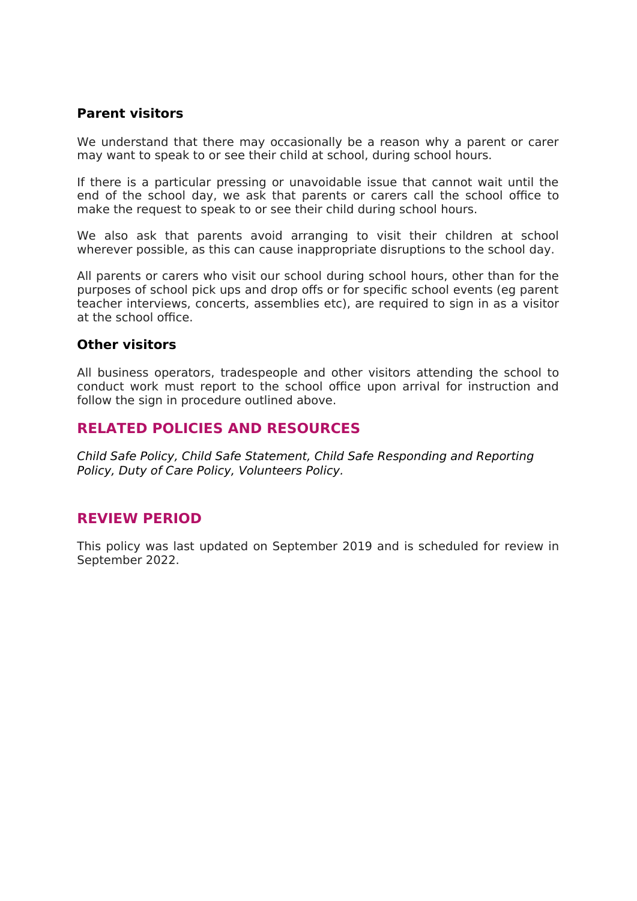### Parent visitors

We understand that there may occasionally be a reason why a parent or carer may want to speak to or see their child at school, during school hours.

If there is a particular pressing or unavoidable issue that cannot wait until the end of the school day, we ask that parents or carers call the school office to make the request to speak to or see their child during school hours.

We also ask that parents avoid arranging to visit their children at school wherever possible, as this can cause inappropriate disruptions to the school day.

All parents or carers who visit our school during school hours, other than for the purposes of school pick ups and drop offs or for specific school events (eg parent teacher interviews, concerts, assemblies etc), are required to sign in as a visitor at the school office.

### Other visitors

All business operators, tradespeople and other visitors attending the school to conduct work must report to the school office upon arrival for instruction and follow the sign in procedure outlined above.

## RELATED POLICIES AND RESOURCES

*Child Safe Policy, Child Safe Statement, Child Safe Responding and Reporting Policy, Duty of Care Policy, Volunteers Policy.*

## REVIEW PERIOD

This policy was last updated on September 2019 and is scheduled for review in September 2022.